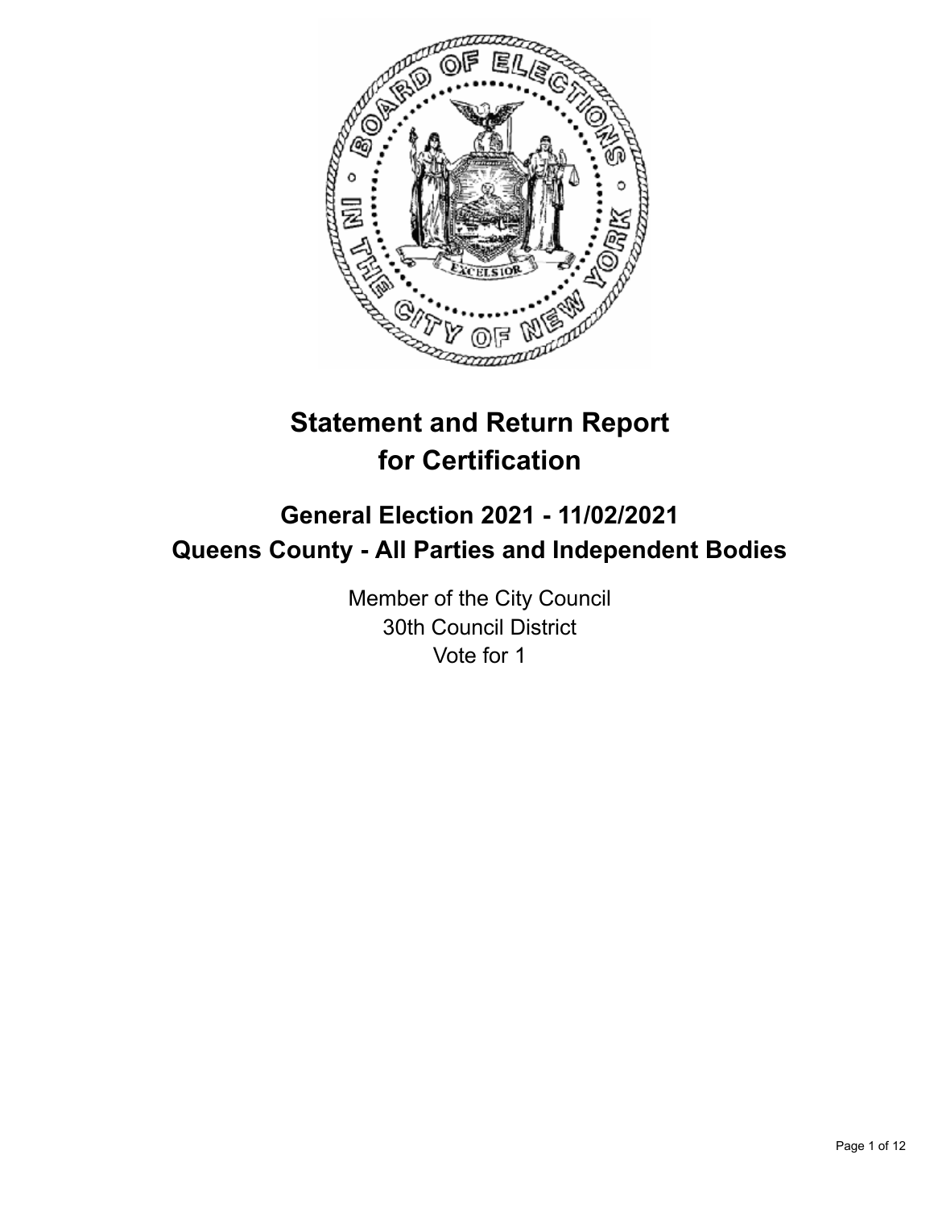# Statement and Return Report for Certification

## General Election 2021 - 11/02/2021
## Queens County - All Parties and Independent Bodies

Member of the City Council
30th Council District
Vote for 1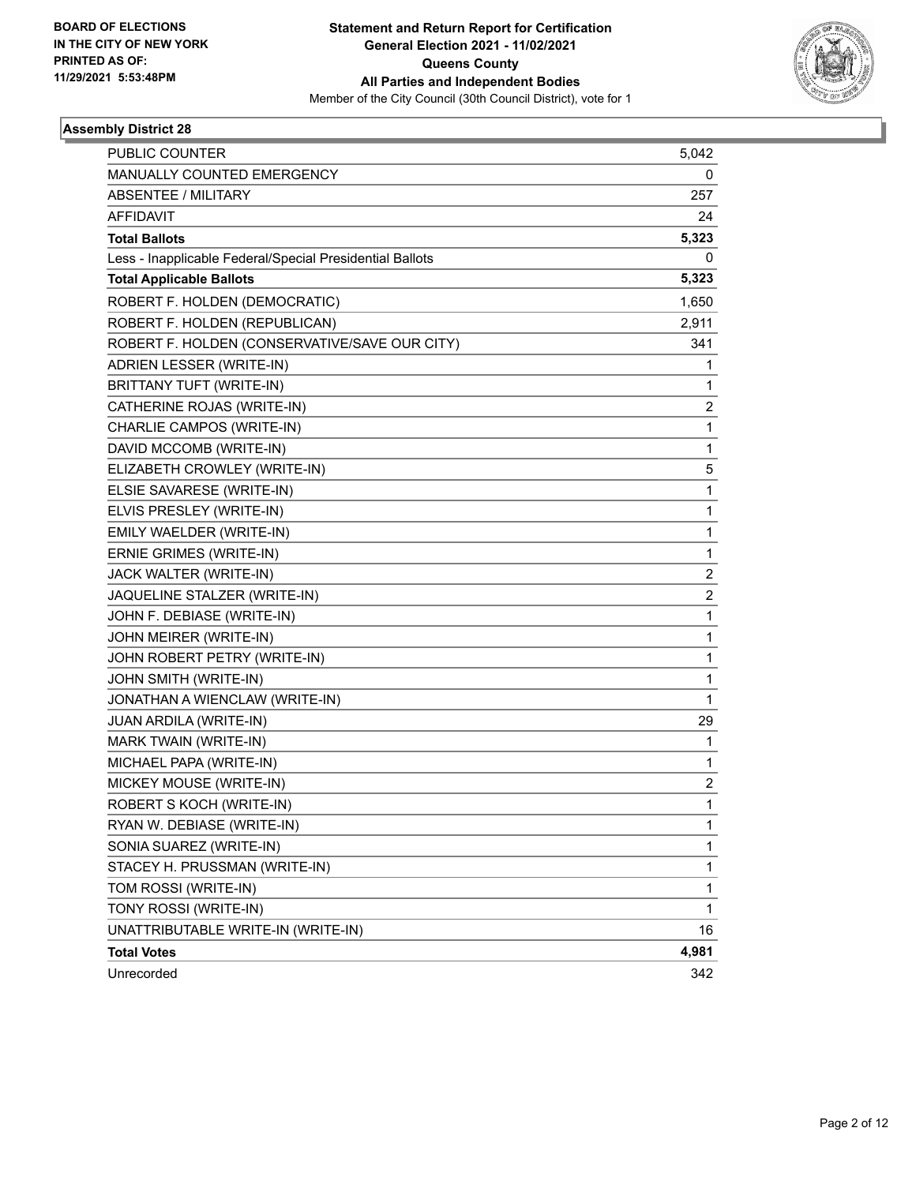**BOARD OF ELECTIONS IN THE CITY OF NEW YORK PRINTED AS OF: 11/29/2021 5:53:48PM**

# Statement and Return Report for Certification General Election 2021 - 11/02/2021 Queens County All Parties and Independent Bodies

Member of the City Council (30th Council District), vote for 1

## Assembly District 28

| | |
|---|---|
| PUBLIC COUNTER | 5,042 |
| MANUALLY COUNTED EMERGENCY | 0 |
| ABSENTEE / MILITARY | 257 |
| AFFIDAVIT | 24 |
| **Total Ballots** | **5,323** |
| Less - Inapplicable Federal/Special Presidential Ballots | 0 |
| **Total Applicable Ballots** | **5,323** |
| ROBERT F. HOLDEN (DEMOCRATIC) | 1,650 |
| ROBERT F. HOLDEN (REPUBLICAN) | 2,911 |
| ROBERT F. HOLDEN (CONSERVATIVE/SAVE OUR CITY) | 341 |
| ADRIEN LESSER (WRITE-IN) | 1 |
| BRITTANY TUFT (WRITE-IN) | 1 |
| CATHERINE ROJAS (WRITE-IN) | 2 |
| CHARLIE CAMPOS (WRITE-IN) | 1 |
| DAVID MCCOMB (WRITE-IN) | 1 |
| ELIZABETH CROWLEY (WRITE-IN) | 5 |
| ELSIE SAVARESE (WRITE-IN) | 1 |
| ELVIS PRESLEY (WRITE-IN) | 1 |
| EMILY WAELDER (WRITE-IN) | 1 |
| ERNIE GRIMES (WRITE-IN) | 1 |
| JACK WALTER (WRITE-IN) | 2 |
| JAQUELINE STALZER (WRITE-IN) | 2 |
| JOHN F. DEBIASE (WRITE-IN) | 1 |
| JOHN MEIRER (WRITE-IN) | 1 |
| JOHN ROBERT PETRY (WRITE-IN) | 1 |
| JOHN SMITH (WRITE-IN) | 1 |
| JONATHAN A WIENCLAW (WRITE-IN) | 1 |
| JUAN ARDILA (WRITE-IN) | 29 |
| MARK TWAIN (WRITE-IN) | 1 |
| MICHAEL PAPA (WRITE-IN) | 1 |
| MICKEY MOUSE (WRITE-IN) | 2 |
| ROBERT S KOCH (WRITE-IN) | 1 |
| RYAN W. DEBIASE (WRITE-IN) | 1 |
| SONIA SUAREZ (WRITE-IN) | 1 |
| STACEY H. PRUSSMAN (WRITE-IN) | 1 |
| TOM ROSSI (WRITE-IN) | 1 |
| TONY ROSSI (WRITE-IN) | 1 |
| UNATTRIBUTABLE WRITE-IN (WRITE-IN) | 16 |
| **Total Votes** | **4,981** |
| Unrecorded | 342 |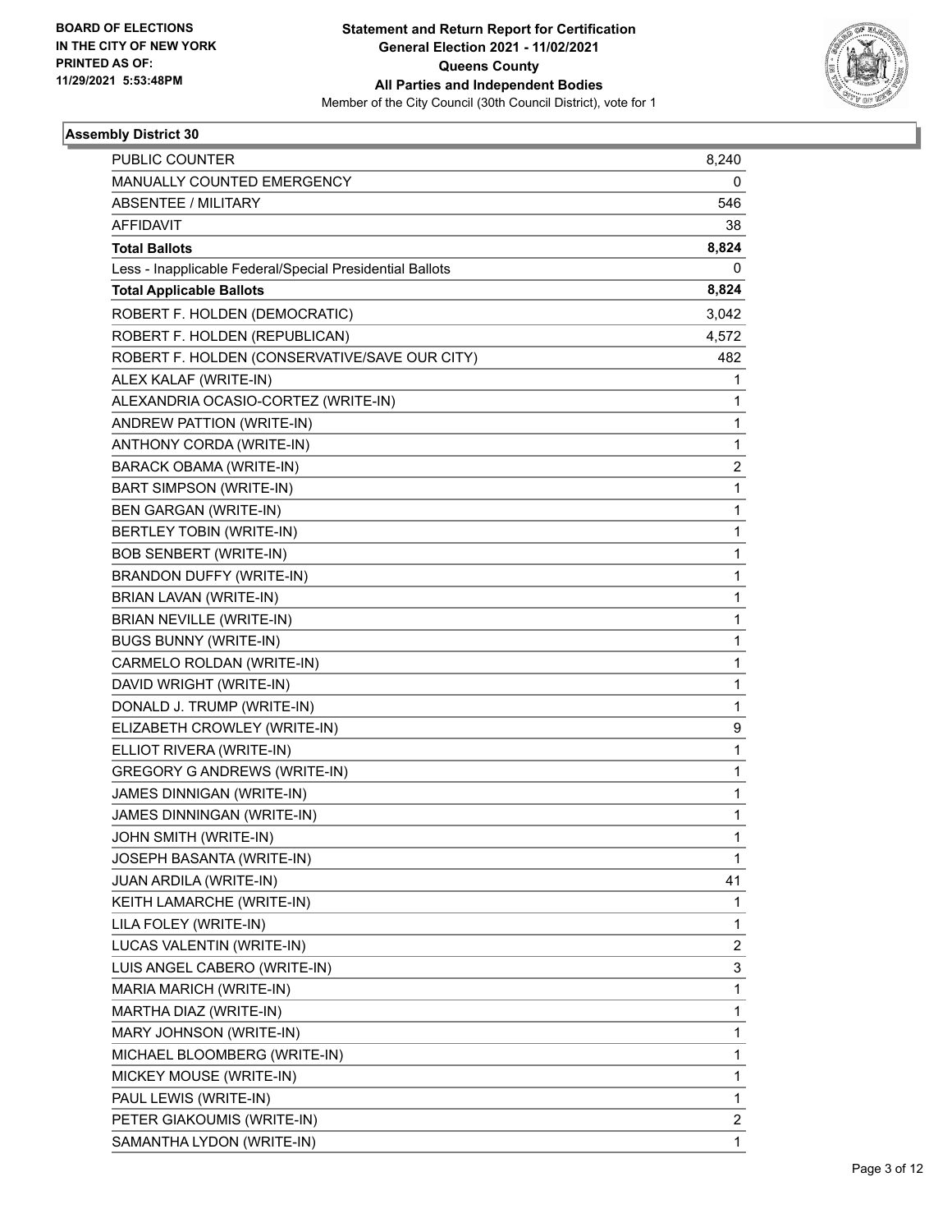BOARD OF ELECTIONS
IN THE CITY OF NEW YORK
PRINTED AS OF:
11/29/2021 5:53:48PM

**Statement and Return Report for Certification**
**General Election 2021 - 11/02/2021**
**Queens County**
**All Parties and Independent Bodies**
Member of the City Council (30th Council District), vote for 1

### Assembly District 30

| | |
|---|---|
| PUBLIC COUNTER | 8,240 |
| MANUALLY COUNTED EMERGENCY | 0 |
| ABSENTEE / MILITARY | 546 |
| AFFIDAVIT | 38 |
| **Total Ballots** | **8,824** |
| Less - Inapplicable Federal/Special Presidential Ballots | 0 |
| **Total Applicable Ballots** | **8,824** |
| ROBERT F. HOLDEN (DEMOCRATIC) | 3,042 |
| ROBERT F. HOLDEN (REPUBLICAN) | 4,572 |
| ROBERT F. HOLDEN (CONSERVATIVE/SAVE OUR CITY) | 482 |
| ALEX KALAF (WRITE-IN) | 1 |
| ALEXANDRIA OCASIO-CORTEZ (WRITE-IN) | 1 |
| ANDREW PATTION (WRITE-IN) | 1 |
| ANTHONY CORDA (WRITE-IN) | 1 |
| BARACK OBAMA (WRITE-IN) | 2 |
| BART SIMPSON (WRITE-IN) | 1 |
| BEN GARGAN (WRITE-IN) | 1 |
| BERTLEY TOBIN (WRITE-IN) | 1 |
| BOB SENBERT (WRITE-IN) | 1 |
| BRANDON DUFFY (WRITE-IN) | 1 |
| BRIAN LAVAN (WRITE-IN) | 1 |
| BRIAN NEVILLE (WRITE-IN) | 1 |
| BUGS BUNNY (WRITE-IN) | 1 |
| CARMELO ROLDAN (WRITE-IN) | 1 |
| DAVID WRIGHT (WRITE-IN) | 1 |
| DONALD J. TRUMP (WRITE-IN) | 1 |
| ELIZABETH CROWLEY (WRITE-IN) | 9 |
| ELLIOT RIVERA (WRITE-IN) | 1 |
| GREGORY G ANDREWS (WRITE-IN) | 1 |
| JAMES DINNIGAN (WRITE-IN) | 1 |
| JAMES DINNINGAN (WRITE-IN) | 1 |
| JOHN SMITH (WRITE-IN) | 1 |
| JOSEPH BASANTA (WRITE-IN) | 1 |
| JUAN ARDILA (WRITE-IN) | 41 |
| KEITH LAMARCHE (WRITE-IN) | 1 |
| LILA FOLEY (WRITE-IN) | 1 |
| LUCAS VALENTIN (WRITE-IN) | 2 |
| LUIS ANGEL CABERO (WRITE-IN) | 3 |
| MARIA MARICH (WRITE-IN) | 1 |
| MARTHA DIAZ (WRITE-IN) | 1 |
| MARY JOHNSON (WRITE-IN) | 1 |
| MICHAEL BLOOMBERG (WRITE-IN) | 1 |
| MICKEY MOUSE (WRITE-IN) | 1 |
| PAUL LEWIS (WRITE-IN) | 1 |
| PETER GIAKOUMIS (WRITE-IN) | 2 |
| SAMANTHA LYDON (WRITE-IN) | 1 |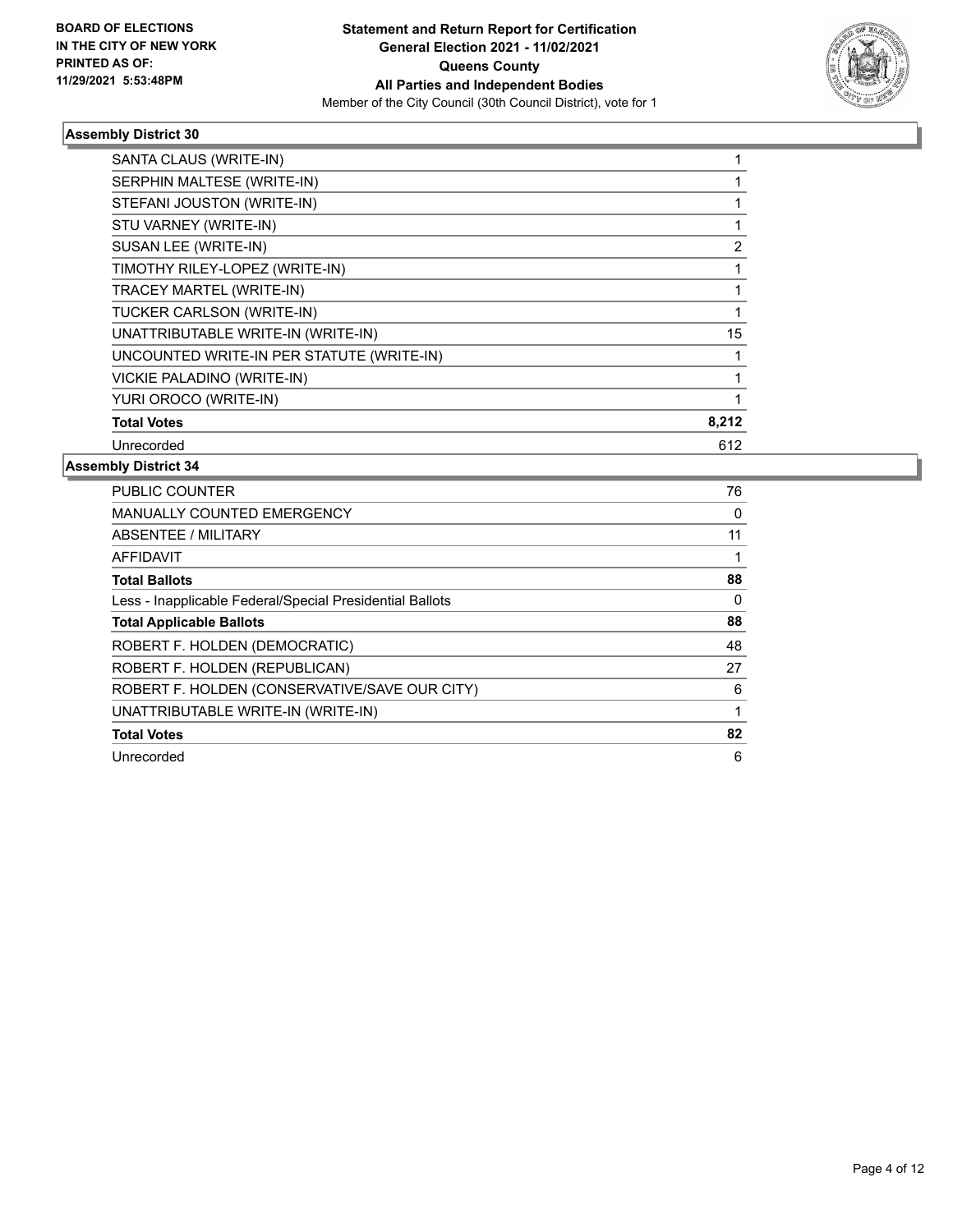**BOARD OF ELECTIONS IN THE CITY OF NEW YORK PRINTED AS OF: 11/29/2021 5:53:48PM**

**Statement and Return Report for Certification**
**General Election 2021 - 11/02/2021**
**Queens County**
**All Parties and Independent Bodies**
Member of the City Council (30th Council District), vote for 1

### Assembly District 30

| | |
|---|---|
| SANTA CLAUS (WRITE-IN) | 1 |
| SERPHIN MALTESE (WRITE-IN) | 1 |
| STEFANI JOUSTON (WRITE-IN) | 1 |
| STU VARNEY (WRITE-IN) | 1 |
| SUSAN LEE (WRITE-IN) | 2 |
| TIMOTHY RILEY-LOPEZ (WRITE-IN) | 1 |
| TRACEY MARTEL (WRITE-IN) | 1 |
| TUCKER CARLSON (WRITE-IN) | 1 |
| UNATTRIBUTABLE WRITE-IN (WRITE-IN) | 15 |
| UNCOUNTED WRITE-IN PER STATUTE (WRITE-IN) | 1 |
| VICKIE PALADINO (WRITE-IN) | 1 |
| YURI OROCO (WRITE-IN) | 1 |
| **Total Votes** | **8,212** |
| Unrecorded | 612 |

### Assembly District 34

| | |
|---|---|
| PUBLIC COUNTER | 76 |
| MANUALLY COUNTED EMERGENCY | 0 |
| ABSENTEE / MILITARY | 11 |
| AFFIDAVIT | 1 |
| **Total Ballots** | **88** |
| Less - Inapplicable Federal/Special Presidential Ballots | 0 |
| **Total Applicable Ballots** | **88** |
| ROBERT F. HOLDEN (DEMOCRATIC) | 48 |
| ROBERT F. HOLDEN (REPUBLICAN) | 27 |
| ROBERT F. HOLDEN (CONSERVATIVE/SAVE OUR CITY) | 6 |
| UNATTRIBUTABLE WRITE-IN (WRITE-IN) | 1 |
| **Total Votes** | **82** |
| Unrecorded | 6 |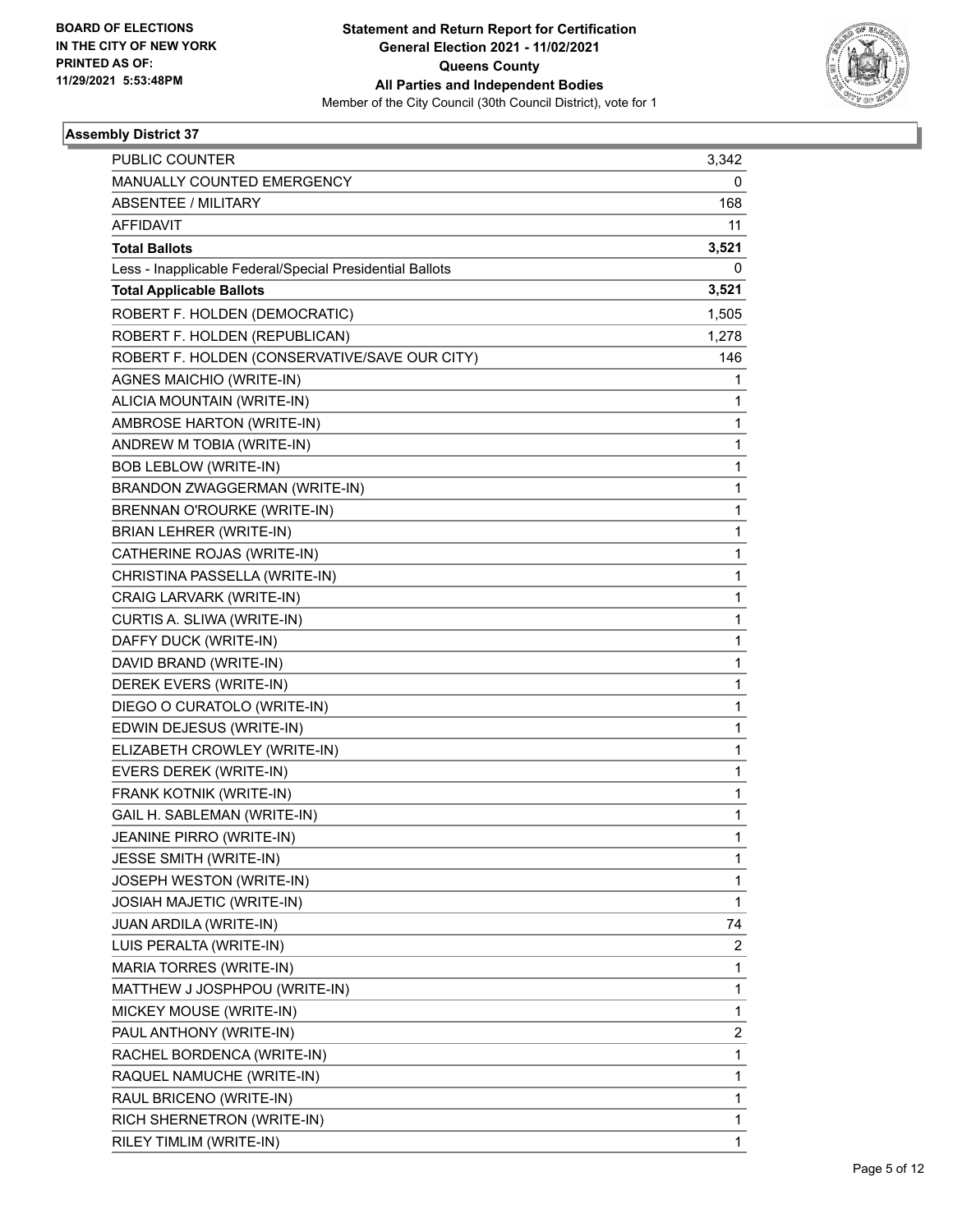**BOARD OF ELECTIONS IN THE CITY OF NEW YORK PRINTED AS OF: 11/29/2021 5:53:48PM**

# Statement and Return Report for Certification
## General Election 2021 - 11/02/2021
## Queens County
## All Parties and Independent Bodies
Member of the City Council (30th Council District), vote for 1

### Assembly District 37

| | |
|---|---|
| PUBLIC COUNTER | 3,342 |
| MANUALLY COUNTED EMERGENCY | 0 |
| ABSENTEE / MILITARY | 168 |
| AFFIDAVIT | 11 |
| **Total Ballots** | **3,521** |
| Less - Inapplicable Federal/Special Presidential Ballots | 0 |
| **Total Applicable Ballots** | **3,521** |
| ROBERT F. HOLDEN (DEMOCRATIC) | 1,505 |
| ROBERT F. HOLDEN (REPUBLICAN) | 1,278 |
| ROBERT F. HOLDEN (CONSERVATIVE/SAVE OUR CITY) | 146 |
| AGNES MAICHIO (WRITE-IN) | 1 |
| ALICIA MOUNTAIN (WRITE-IN) | 1 |
| AMBROSE HARTON (WRITE-IN) | 1 |
| ANDREW M TOBIA (WRITE-IN) | 1 |
| BOB LEBLOW (WRITE-IN) | 1 |
| BRANDON ZWAGGERMAN (WRITE-IN) | 1 |
| BRENNAN O'ROURKE (WRITE-IN) | 1 |
| BRIAN LEHRER (WRITE-IN) | 1 |
| CATHERINE ROJAS (WRITE-IN) | 1 |
| CHRISTINA PASSELLA (WRITE-IN) | 1 |
| CRAIG LARVARK (WRITE-IN) | 1 |
| CURTIS A. SLIWA (WRITE-IN) | 1 |
| DAFFY DUCK (WRITE-IN) | 1 |
| DAVID BRAND (WRITE-IN) | 1 |
| DEREK EVERS (WRITE-IN) | 1 |
| DIEGO O CURATOLO (WRITE-IN) | 1 |
| EDWIN DEJESUS (WRITE-IN) | 1 |
| ELIZABETH CROWLEY (WRITE-IN) | 1 |
| EVERS DEREK (WRITE-IN) | 1 |
| FRANK KOTNIK (WRITE-IN) | 1 |
| GAIL H. SABLEMAN (WRITE-IN) | 1 |
| JEANINE PIRRO (WRITE-IN) | 1 |
| JESSE SMITH (WRITE-IN) | 1 |
| JOSEPH WESTON (WRITE-IN) | 1 |
| JOSIAH MAJETIC (WRITE-IN) | 1 |
| JUAN ARDILA (WRITE-IN) | 74 |
| LUIS PERALTA (WRITE-IN) | 2 |
| MARIA TORRES (WRITE-IN) | 1 |
| MATTHEW J JOSPHPOU (WRITE-IN) | 1 |
| MICKEY MOUSE (WRITE-IN) | 1 |
| PAUL ANTHONY (WRITE-IN) | 2 |
| RACHEL BORDENCA (WRITE-IN) | 1 |
| RAQUEL NAMUCHE (WRITE-IN) | 1 |
| RAUL BRICENO (WRITE-IN) | 1 |
| RICH SHERNETRON (WRITE-IN) | 1 |
| RILEY TIMLIM (WRITE-IN) | 1 |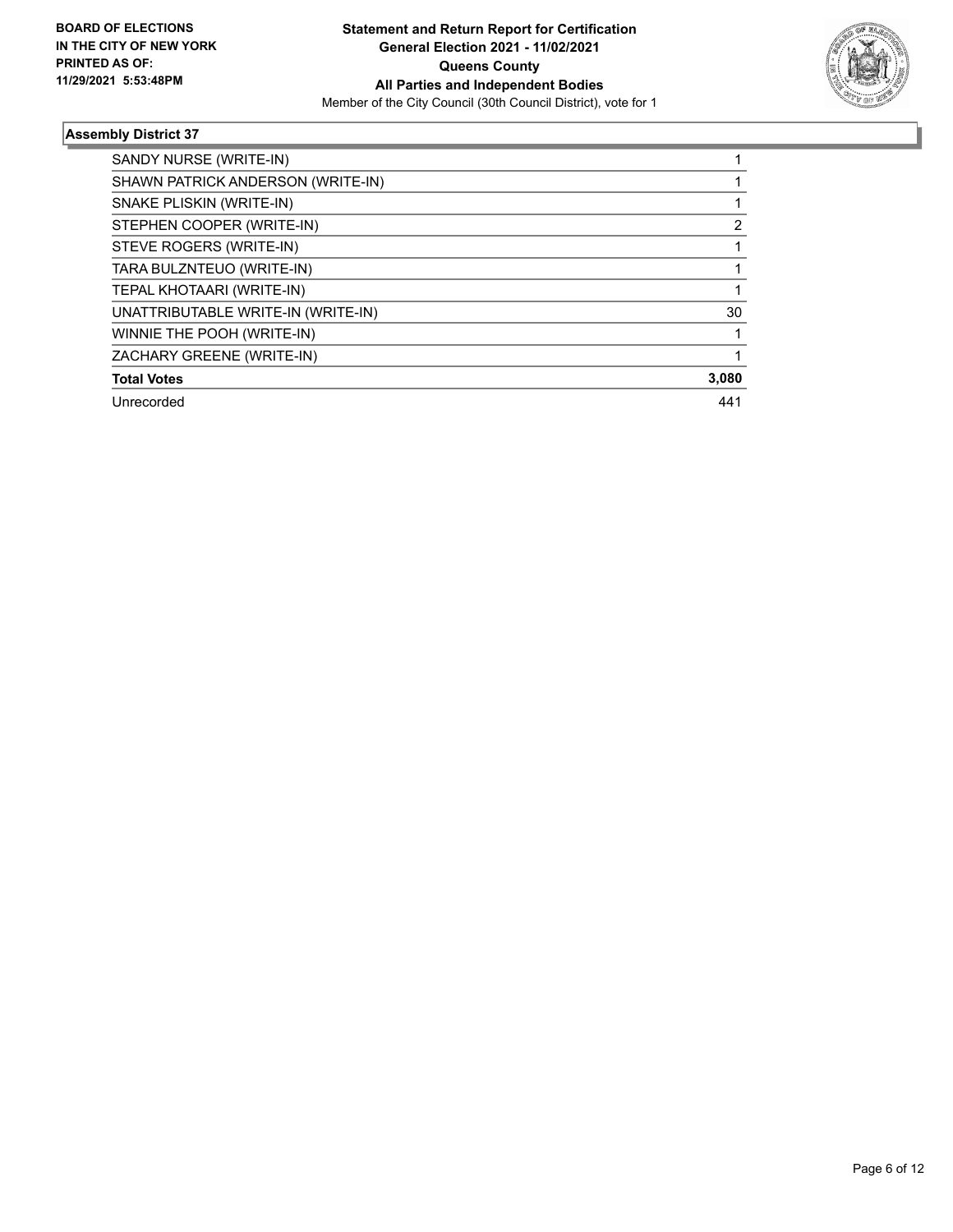**Statement and Return Report for Certification**
**General Election 2021 - 11/02/2021**
**Queens County**
**All Parties and Independent Bodies**
Member of the City Council (30th Council District), vote for 1

BOARD OF ELECTIONS IN THE CITY OF NEW YORK PRINTED AS OF: 11/29/2021 5:53:48PM

### Assembly District 37

| | |
|---|---|
| SANDY NURSE (WRITE-IN) | 1 |
| SHAWN PATRICK ANDERSON (WRITE-IN) | 1 |
| SNAKE PLISKIN (WRITE-IN) | 1 |
| STEPHEN COOPER (WRITE-IN) | 2 |
| STEVE ROGERS (WRITE-IN) | 1 |
| TARA BULZNTEUO (WRITE-IN) | 1 |
| TEPAL KHOTAARI (WRITE-IN) | 1 |
| UNATTRIBUTABLE WRITE-IN (WRITE-IN) | 30 |
| WINNIE THE POOH (WRITE-IN) | 1 |
| ZACHARY GREENE (WRITE-IN) | 1 |
| **Total Votes** | **3,080** |
| Unrecorded | 441 |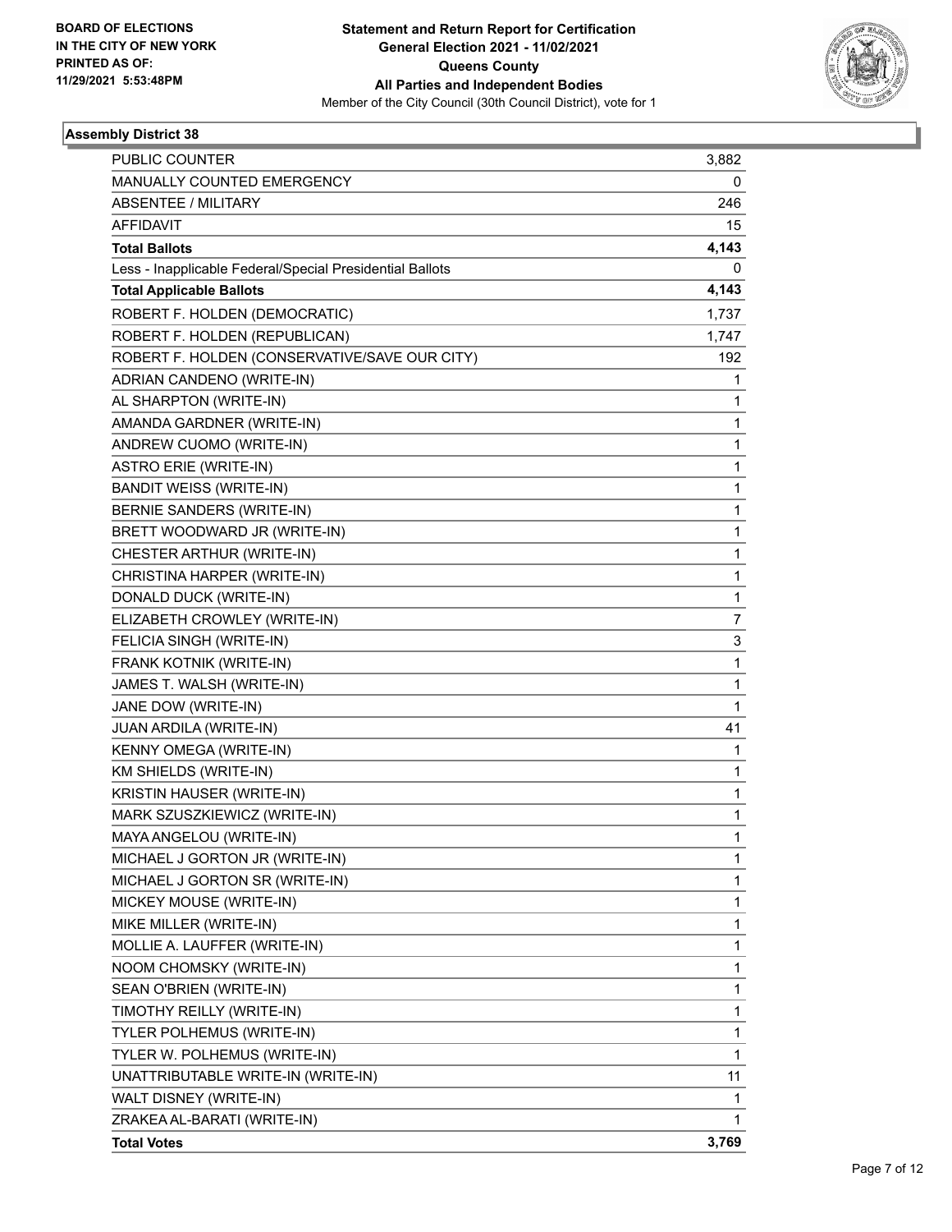**BOARD OF ELECTIONS IN THE CITY OF NEW YORK PRINTED AS OF: 11/29/2021 5:53:48PM**

# Statement and Return Report for Certification
## General Election 2021 - 11/02/2021
## Queens County
## All Parties and Independent Bodies
Member of the City Council (30th Council District), vote for 1

### Assembly District 38

| | |
|---|---|
| PUBLIC COUNTER | 3,882 |
| MANUALLY COUNTED EMERGENCY | 0 |
| ABSENTEE / MILITARY | 246 |
| AFFIDAVIT | 15 |
| **Total Ballots** | **4,143** |
| Less - Inapplicable Federal/Special Presidential Ballots | 0 |
| **Total Applicable Ballots** | **4,143** |
| ROBERT F. HOLDEN (DEMOCRATIC) | 1,737 |
| ROBERT F. HOLDEN (REPUBLICAN) | 1,747 |
| ROBERT F. HOLDEN (CONSERVATIVE/SAVE OUR CITY) | 192 |
| ADRIAN CANDENO (WRITE-IN) | 1 |
| AL SHARPTON (WRITE-IN) | 1 |
| AMANDA GARDNER (WRITE-IN) | 1 |
| ANDREW CUOMO (WRITE-IN) | 1 |
| ASTRO ERIE (WRITE-IN) | 1 |
| BANDIT WEISS (WRITE-IN) | 1 |
| BERNIE SANDERS (WRITE-IN) | 1 |
| BRETT WOODWARD JR (WRITE-IN) | 1 |
| CHESTER ARTHUR (WRITE-IN) | 1 |
| CHRISTINA HARPER (WRITE-IN) | 1 |
| DONALD DUCK (WRITE-IN) | 1 |
| ELIZABETH CROWLEY (WRITE-IN) | 7 |
| FELICIA SINGH (WRITE-IN) | 3 |
| FRANK KOTNIK (WRITE-IN) | 1 |
| JAMES T. WALSH (WRITE-IN) | 1 |
| JANE DOW (WRITE-IN) | 1 |
| JUAN ARDILA (WRITE-IN) | 41 |
| KENNY OMEGA (WRITE-IN) | 1 |
| KM SHIELDS (WRITE-IN) | 1 |
| KRISTIN HAUSER (WRITE-IN) | 1 |
| MARK SZUSZKIEWICZ (WRITE-IN) | 1 |
| MAYA ANGELOU (WRITE-IN) | 1 |
| MICHAEL J GORTON JR (WRITE-IN) | 1 |
| MICHAEL J GORTON SR (WRITE-IN) | 1 |
| MICKEY MOUSE (WRITE-IN) | 1 |
| MIKE MILLER (WRITE-IN) | 1 |
| MOLLIE A. LAUFFER (WRITE-IN) | 1 |
| NOOM CHOMSKY (WRITE-IN) | 1 |
| SEAN O'BRIEN (WRITE-IN) | 1 |
| TIMOTHY REILLY (WRITE-IN) | 1 |
| TYLER POLHEMUS (WRITE-IN) | 1 |
| TYLER W. POLHEMUS (WRITE-IN) | 1 |
| UNATTRIBUTABLE WRITE-IN (WRITE-IN) | 11 |
| WALT DISNEY (WRITE-IN) | 1 |
| ZRAKEA AL-BARATI (WRITE-IN) | 1 |
| **Total Votes** | **3,769** |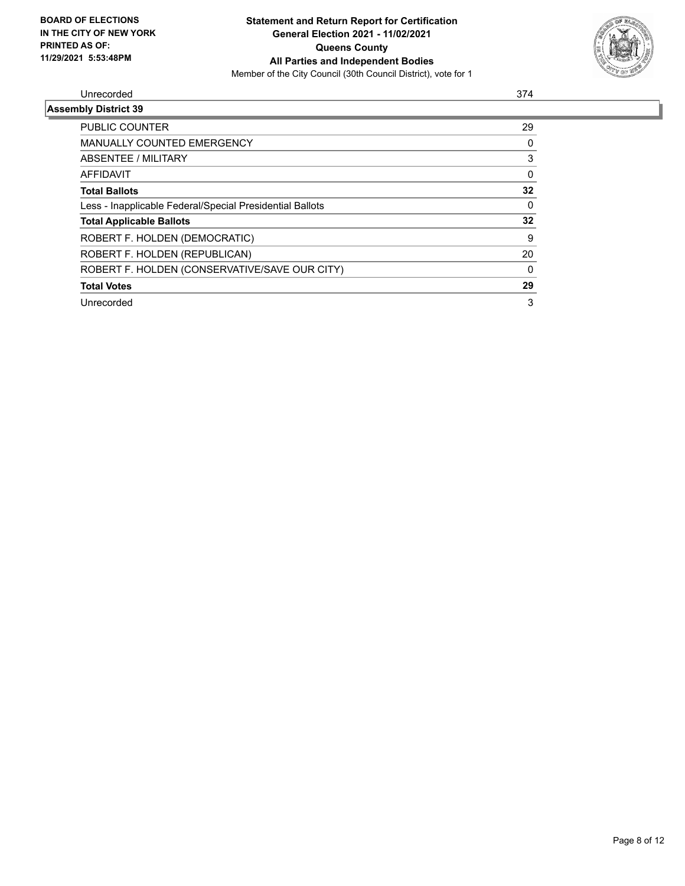| Unrecorded | 374 |
|---|---|

**Assembly District 39**

| | |
|---|---|
| PUBLIC COUNTER | 29 |
| MANUALLY COUNTED EMERGENCY | 0 |
| ABSENTEE / MILITARY | 3 |
| AFFIDAVIT | 0 |
| **Total Ballots** | **32** |
| Less - Inapplicable Federal/Special Presidential Ballots | 0 |
| **Total Applicable Ballots** | **32** |
| ROBERT F. HOLDEN (DEMOCRATIC) | 9 |
| ROBERT F. HOLDEN (REPUBLICAN) | 20 |
| ROBERT F. HOLDEN (CONSERVATIVE/SAVE OUR CITY) | 0 |
| **Total Votes** | **29** |
| Unrecorded | 3 |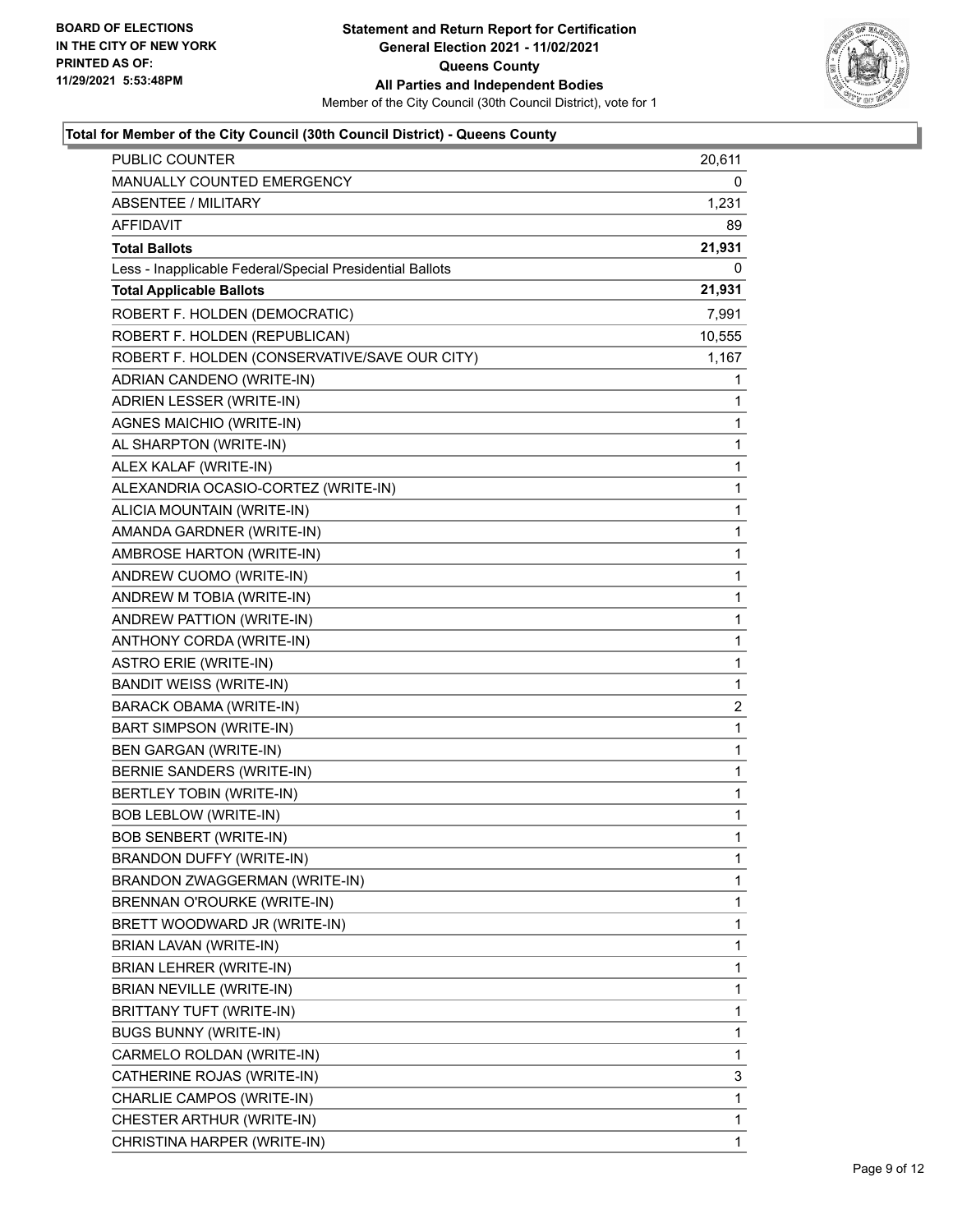**BOARD OF ELECTIONS IN THE CITY OF NEW YORK PRINTED AS OF: 11/29/2021 5:53:48PM**

**Statement and Return Report for Certification General Election 2021 - 11/02/2021 Queens County All Parties and Independent Bodies**

Member of the City Council (30th Council District), vote for 1

**Total for Member of the City Council (30th Council District) - Queens County**

| | |
|---|---|
| PUBLIC COUNTER | 20,611 |
| MANUALLY COUNTED EMERGENCY | 0 |
| ABSENTEE / MILITARY | 1,231 |
| AFFIDAVIT | 89 |
| **Total Ballots** | **21,931** |
| Less - Inapplicable Federal/Special Presidential Ballots | 0 |
| **Total Applicable Ballots** | **21,931** |
| ROBERT F. HOLDEN (DEMOCRATIC) | 7,991 |
| ROBERT F. HOLDEN (REPUBLICAN) | 10,555 |
| ROBERT F. HOLDEN (CONSERVATIVE/SAVE OUR CITY) | 1,167 |
| ADRIAN CANDENO (WRITE-IN) | 1 |
| ADRIEN LESSER (WRITE-IN) | 1 |
| AGNES MAICHIO (WRITE-IN) | 1 |
| AL SHARPTON (WRITE-IN) | 1 |
| ALEX KALAF (WRITE-IN) | 1 |
| ALEXANDRIA OCASIO-CORTEZ (WRITE-IN) | 1 |
| ALICIA MOUNTAIN (WRITE-IN) | 1 |
| AMANDA GARDNER (WRITE-IN) | 1 |
| AMBROSE HARTON (WRITE-IN) | 1 |
| ANDREW CUOMO (WRITE-IN) | 1 |
| ANDREW M TOBIA (WRITE-IN) | 1 |
| ANDREW PATTION (WRITE-IN) | 1 |
| ANTHONY CORDA (WRITE-IN) | 1 |
| ASTRO ERIE (WRITE-IN) | 1 |
| BANDIT WEISS (WRITE-IN) | 1 |
| BARACK OBAMA (WRITE-IN) | 2 |
| BART SIMPSON (WRITE-IN) | 1 |
| BEN GARGAN (WRITE-IN) | 1 |
| BERNIE SANDERS (WRITE-IN) | 1 |
| BERTLEY TOBIN (WRITE-IN) | 1 |
| BOB LEBLOW (WRITE-IN) | 1 |
| BOB SENBERT (WRITE-IN) | 1 |
| BRANDON DUFFY (WRITE-IN) | 1 |
| BRANDON ZWAGGERMAN (WRITE-IN) | 1 |
| BRENNAN O'ROURKE (WRITE-IN) | 1 |
| BRETT WOODWARD JR (WRITE-IN) | 1 |
| BRIAN LAVAN (WRITE-IN) | 1 |
| BRIAN LEHRER (WRITE-IN) | 1 |
| BRIAN NEVILLE (WRITE-IN) | 1 |
| BRITTANY TUFT (WRITE-IN) | 1 |
| BUGS BUNNY (WRITE-IN) | 1 |
| CARMELO ROLDAN (WRITE-IN) | 1 |
| CATHERINE ROJAS (WRITE-IN) | 3 |
| CHARLIE CAMPOS (WRITE-IN) | 1 |
| CHESTER ARTHUR (WRITE-IN) | 1 |
| CHRISTINA HARPER (WRITE-IN) | 1 |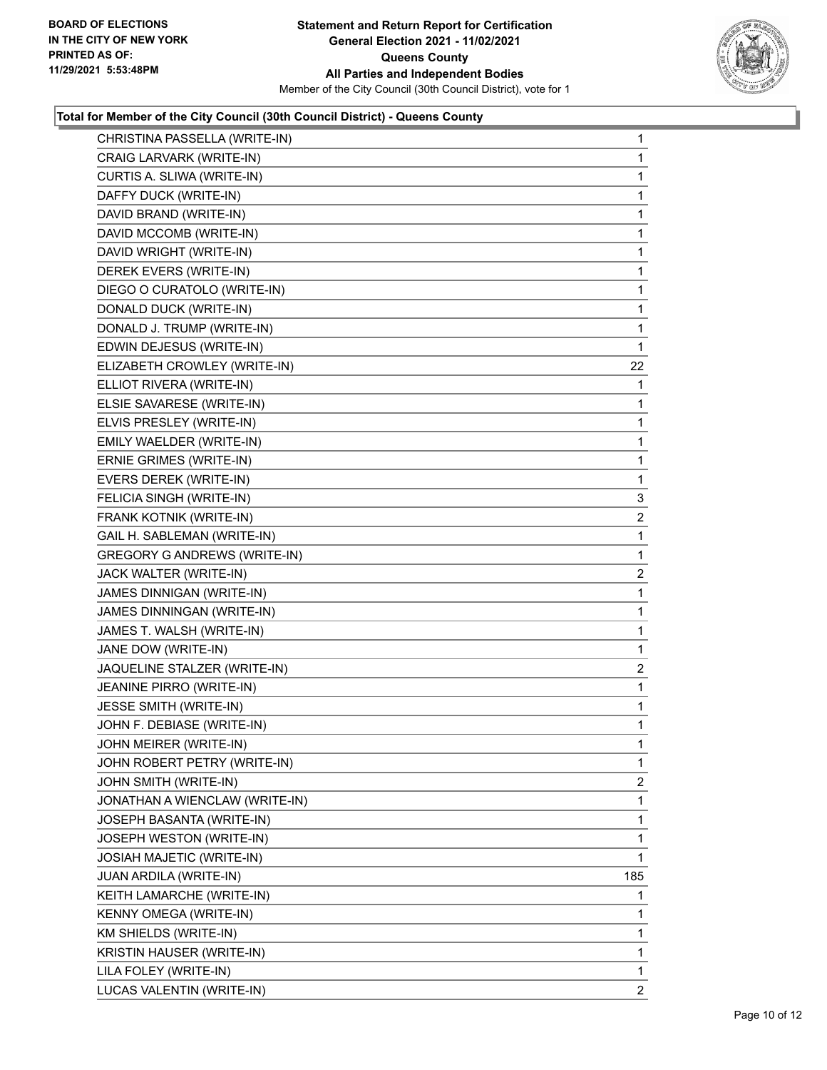**Total for Member of the City Council (30th Council District) - Queens County**

| | |
|---|---|
| CHRISTINA PASSELLA (WRITE-IN) | 1 |
| CRAIG LARVARK (WRITE-IN) | 1 |
| CURTIS A. SLIWA (WRITE-IN) | 1 |
| DAFFY DUCK (WRITE-IN) | 1 |
| DAVID BRAND (WRITE-IN) | 1 |
| DAVID MCCOMB (WRITE-IN) | 1 |
| DAVID WRIGHT (WRITE-IN) | 1 |
| DEREK EVERS (WRITE-IN) | 1 |
| DIEGO O CURATOLO (WRITE-IN) | 1 |
| DONALD DUCK (WRITE-IN) | 1 |
| DONALD J. TRUMP (WRITE-IN) | 1 |
| EDWIN DEJESUS (WRITE-IN) | 1 |
| ELIZABETH CROWLEY (WRITE-IN) | 22 |
| ELLIOT RIVERA (WRITE-IN) | 1 |
| ELSIE SAVARESE (WRITE-IN) | 1 |
| ELVIS PRESLEY (WRITE-IN) | 1 |
| EMILY WAELDER (WRITE-IN) | 1 |
| ERNIE GRIMES (WRITE-IN) | 1 |
| EVERS DEREK (WRITE-IN) | 1 |
| FELICIA SINGH (WRITE-IN) | 3 |
| FRANK KOTNIK (WRITE-IN) | 2 |
| GAIL H. SABLEMAN (WRITE-IN) | 1 |
| GREGORY G ANDREWS (WRITE-IN) | 1 |
| JACK WALTER (WRITE-IN) | 2 |
| JAMES DINNIGAN (WRITE-IN) | 1 |
| JAMES DINNINGAN (WRITE-IN) | 1 |
| JAMES T. WALSH (WRITE-IN) | 1 |
| JANE DOW (WRITE-IN) | 1 |
| JAQUELINE STALZER (WRITE-IN) | 2 |
| JEANINE PIRRO (WRITE-IN) | 1 |
| JESSE SMITH (WRITE-IN) | 1 |
| JOHN F. DEBIASE (WRITE-IN) | 1 |
| JOHN MEIRER (WRITE-IN) | 1 |
| JOHN ROBERT PETRY (WRITE-IN) | 1 |
| JOHN SMITH (WRITE-IN) | 2 |
| JONATHAN A WIENCLAW (WRITE-IN) | 1 |
| JOSEPH BASANTA (WRITE-IN) | 1 |
| JOSEPH WESTON (WRITE-IN) | 1 |
| JOSIAH MAJETIC (WRITE-IN) | 1 |
| JUAN ARDILA (WRITE-IN) | 185 |
| KEITH LAMARCHE (WRITE-IN) | 1 |
| KENNY OMEGA (WRITE-IN) | 1 |
| KM SHIELDS (WRITE-IN) | 1 |
| KRISTIN HAUSER (WRITE-IN) | 1 |
| LILA FOLEY (WRITE-IN) | 1 |
| LUCAS VALENTIN (WRITE-IN) | 2 |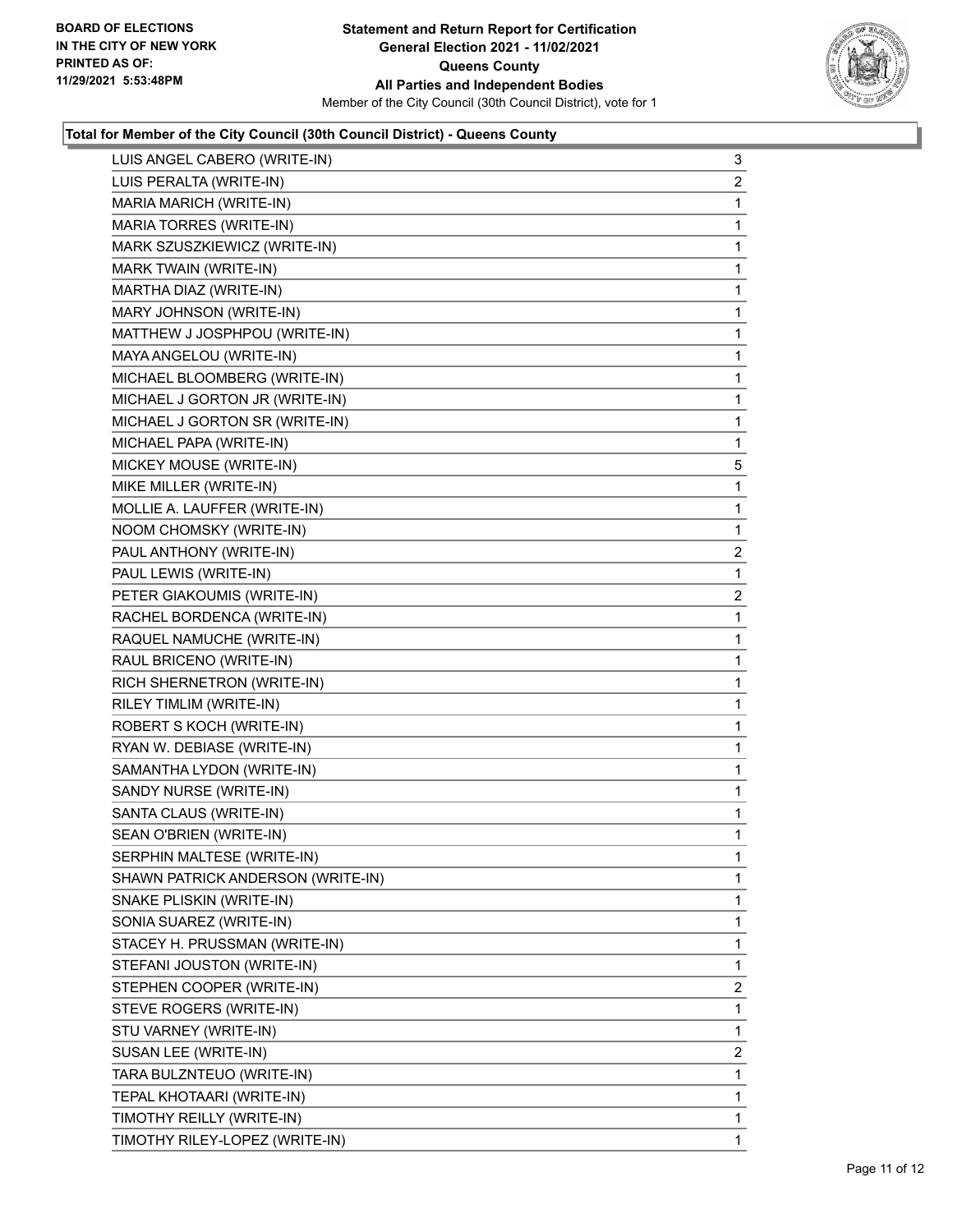**Total for Member of the City Council (30th Council District) - Queens County**

| Candidate | Votes |
|---|---|
| LUIS ANGEL CABERO (WRITE-IN) | 3 |
| LUIS PERALTA (WRITE-IN) | 2 |
| MARIA MARICH (WRITE-IN) | 1 |
| MARIA TORRES (WRITE-IN) | 1 |
| MARK SZUSZKIEWICZ (WRITE-IN) | 1 |
| MARK TWAIN (WRITE-IN) | 1 |
| MARTHA DIAZ (WRITE-IN) | 1 |
| MARY JOHNSON (WRITE-IN) | 1 |
| MATTHEW J JOSPHPOU (WRITE-IN) | 1 |
| MAYA ANGELOU (WRITE-IN) | 1 |
| MICHAEL BLOOMBERG (WRITE-IN) | 1 |
| MICHAEL J GORTON JR (WRITE-IN) | 1 |
| MICHAEL J GORTON SR (WRITE-IN) | 1 |
| MICHAEL PAPA (WRITE-IN) | 1 |
| MICKEY MOUSE (WRITE-IN) | 5 |
| MIKE MILLER (WRITE-IN) | 1 |
| MOLLIE A. LAUFFER (WRITE-IN) | 1 |
| NOOM CHOMSKY (WRITE-IN) | 1 |
| PAUL ANTHONY (WRITE-IN) | 2 |
| PAUL LEWIS (WRITE-IN) | 1 |
| PETER GIAKOUMIS (WRITE-IN) | 2 |
| RACHEL BORDENCA (WRITE-IN) | 1 |
| RAQUEL NAMUCHE (WRITE-IN) | 1 |
| RAUL BRICENO (WRITE-IN) | 1 |
| RICH SHERNETRON (WRITE-IN) | 1 |
| RILEY TIMLIM (WRITE-IN) | 1 |
| ROBERT S KOCH (WRITE-IN) | 1 |
| RYAN W. DEBIASE (WRITE-IN) | 1 |
| SAMANTHA LYDON (WRITE-IN) | 1 |
| SANDY NURSE (WRITE-IN) | 1 |
| SANTA CLAUS (WRITE-IN) | 1 |
| SEAN O'BRIEN (WRITE-IN) | 1 |
| SERPHIN MALTESE (WRITE-IN) | 1 |
| SHAWN PATRICK ANDERSON (WRITE-IN) | 1 |
| SNAKE PLISKIN (WRITE-IN) | 1 |
| SONIA SUAREZ (WRITE-IN) | 1 |
| STACEY H. PRUSSMAN (WRITE-IN) | 1 |
| STEFANI JOUSTON (WRITE-IN) | 1 |
| STEPHEN COOPER (WRITE-IN) | 2 |
| STEVE ROGERS (WRITE-IN) | 1 |
| STU VARNEY (WRITE-IN) | 1 |
| SUSAN LEE (WRITE-IN) | 2 |
| TARA BULZNTEUO (WRITE-IN) | 1 |
| TEPAL KHOTAARI (WRITE-IN) | 1 |
| TIMOTHY REILLY (WRITE-IN) | 1 |
| TIMOTHY RILEY-LOPEZ (WRITE-IN) | 1 |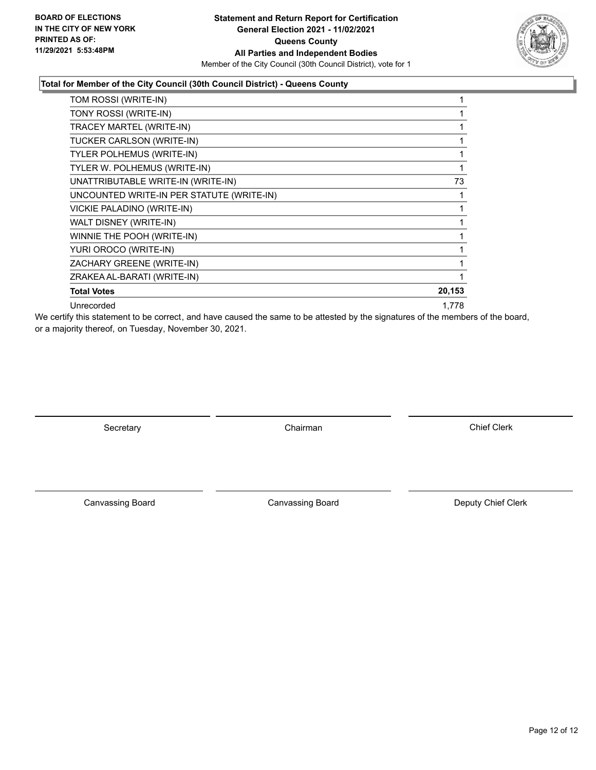**Total for Member of the City Council (30th Council District) - Queens County**

| | |
|---|---|
| TOM ROSSI (WRITE-IN) | 1 |
| TONY ROSSI (WRITE-IN) | 1 |
| TRACEY MARTEL (WRITE-IN) | 1 |
| TUCKER CARLSON (WRITE-IN) | 1 |
| TYLER POLHEMUS (WRITE-IN) | 1 |
| TYLER W. POLHEMUS (WRITE-IN) | 1 |
| UNATTRIBUTABLE WRITE-IN (WRITE-IN) | 73 |
| UNCOUNTED WRITE-IN PER STATUTE (WRITE-IN) | 1 |
| VICKIE PALADINO (WRITE-IN) | 1 |
| WALT DISNEY (WRITE-IN) | 1 |
| WINNIE THE POOH (WRITE-IN) | 1 |
| YURI OROCO (WRITE-IN) | 1 |
| ZACHARY GREENE (WRITE-IN) | 1 |
| ZRAKEA AL-BARATI (WRITE-IN) | 1 |
| **Total Votes** | **20,153** |
| Unrecorded | 1,778 |

We certify this statement to be correct, and have caused the same to be attested by the signatures of the members of the board, or a majority thereof, on Tuesday, November 30, 2021.

Secretary

Chairman

Chief Clerk

Canvassing Board

Canvassing Board

Deputy Chief Clerk